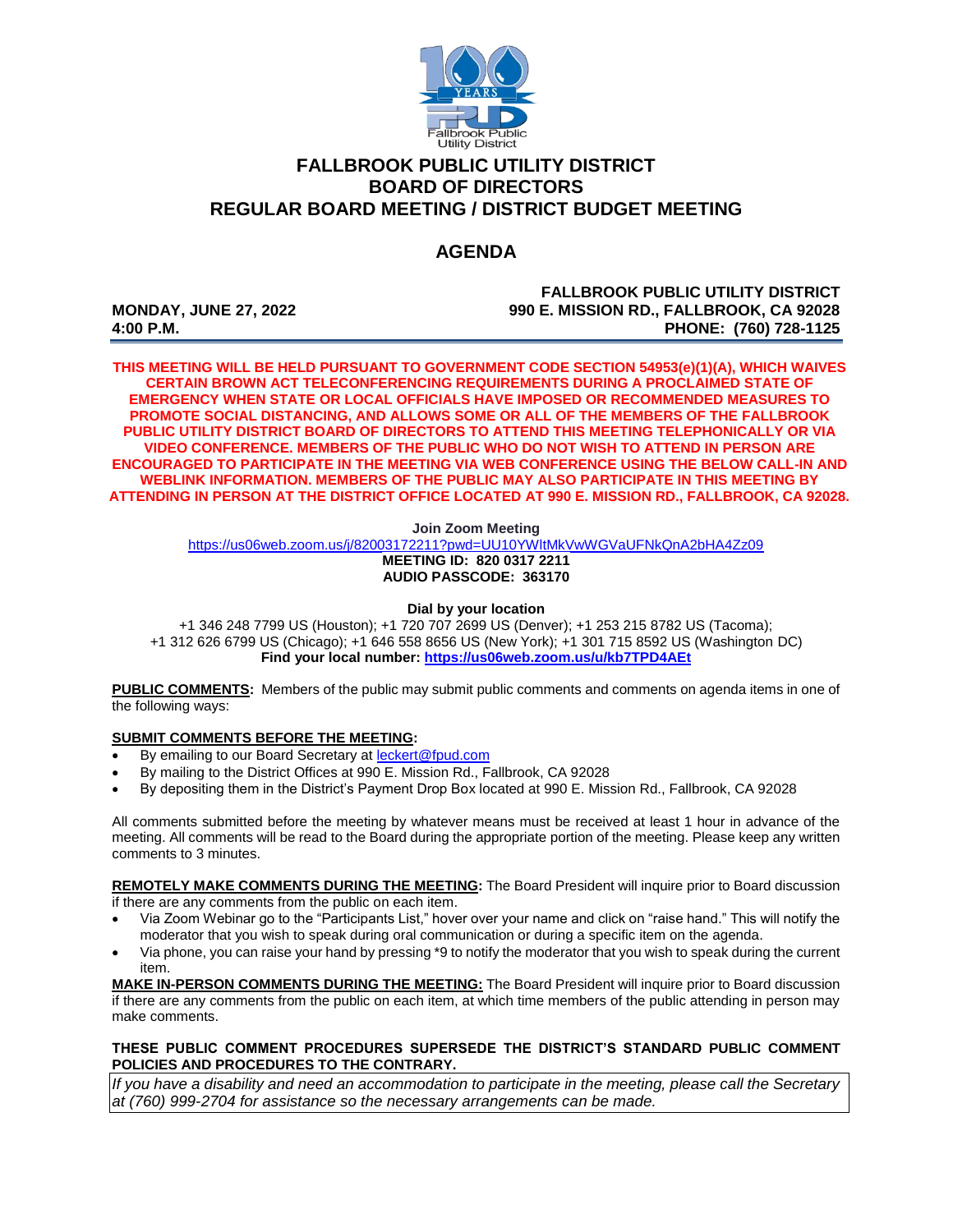# FALLBROOK PUBLIC UTILITY DISTRICT
# BOARD OF DIRECTORS
# REGULAR BOARD MEETING / DISTRICT BUDGET MEETING

## AGENDA

**MONDAY, JUNE 27, 2022**
**4:00 P.M.**

**FALLBROOK PUBLIC UTILITY DISTRICT**
**990 E. MISSION RD., FALLBROOK, CA 92028**
**PHONE: (760) 728-1125**

**THIS MEETING WILL BE HELD PURSUANT TO GOVERNMENT CODE SECTION 54953(e)(1)(A), WHICH WAIVES CERTAIN BROWN ACT TELECONFERENCING REQUIREMENTS DURING A PROCLAIMED STATE OF EMERGENCY WHEN STATE OR LOCAL OFFICIALS HAVE IMPOSED OR RECOMMENDED MEASURES TO PROMOTE SOCIAL DISTANCING, AND ALLOWS SOME OR ALL OF THE MEMBERS OF THE FALLBROOK PUBLIC UTILITY DISTRICT BOARD OF DIRECTORS TO ATTEND THIS MEETING TELEPHONICALLY OR VIA VIDEO CONFERENCE. MEMBERS OF THE PUBLIC WHO DO NOT WISH TO ATTEND IN PERSON ARE ENCOURAGED TO PARTICIPATE IN THE MEETING VIA WEB CONFERENCE USING THE BELOW CALL-IN AND WEBLINK INFORMATION. MEMBERS OF THE PUBLIC MAY ALSO PARTICIPATE IN THIS MEETING BY ATTENDING IN PERSON AT THE DISTRICT OFFICE LOCATED AT 990 E. MISSION RD., FALLBROOK, CA 92028.**

**Join Zoom Meeting**
https://us06web.zoom.us/j/82003172211?pwd=UU10YWltMkVwWGVaUFNkQnA2bHA4Zz09
**MEETING ID: 820 0317 2211**
**AUDIO PASSCODE: 363170**

**Dial by your location**
+1 346 248 7799 US (Houston); +1 720 707 2699 US (Denver); +1 253 215 8782 US (Tacoma); +1 312 626 6799 US (Chicago); +1 646 558 8656 US (New York); +1 301 715 8592 US (Washington DC)
**Find your local number: https://us06web.zoom.us/u/kb7TPD4AEt**

**PUBLIC COMMENTS:** Members of the public may submit public comments and comments on agenda items in one of the following ways:

**SUBMIT COMMENTS BEFORE THE MEETING:**

- By emailing to our Board Secretary at leckert@fpud.com
- By mailing to the District Offices at 990 E. Mission Rd., Fallbrook, CA 92028
- By depositing them in the District's Payment Drop Box located at 990 E. Mission Rd., Fallbrook, CA 92028

All comments submitted before the meeting by whatever means must be received at least 1 hour in advance of the meeting. All comments will be read to the Board during the appropriate portion of the meeting. Please keep any written comments to 3 minutes.

**REMOTELY MAKE COMMENTS DURING THE MEETING:** The Board President will inquire prior to Board discussion if there are any comments from the public on each item.

- Via Zoom Webinar go to the "Participants List," hover over your name and click on "raise hand." This will notify the moderator that you wish to speak during oral communication or during a specific item on the agenda.
- Via phone, you can raise your hand by pressing *9 to notify the moderator that you wish to speak during the current item.

**MAKE IN-PERSON COMMENTS DURING THE MEETING:** The Board President will inquire prior to Board discussion if there are any comments from the public on each item, at which time members of the public attending in person may make comments.

**THESE PUBLIC COMMENT PROCEDURES SUPERSEDE THE DISTRICT'S STANDARD PUBLIC COMMENT POLICIES AND PROCEDURES TO THE CONTRARY.**

*If you have a disability and need an accommodation to participate in the meeting, please call the Secretary at (760) 999-2704 for assistance so the necessary arrangements can be made.*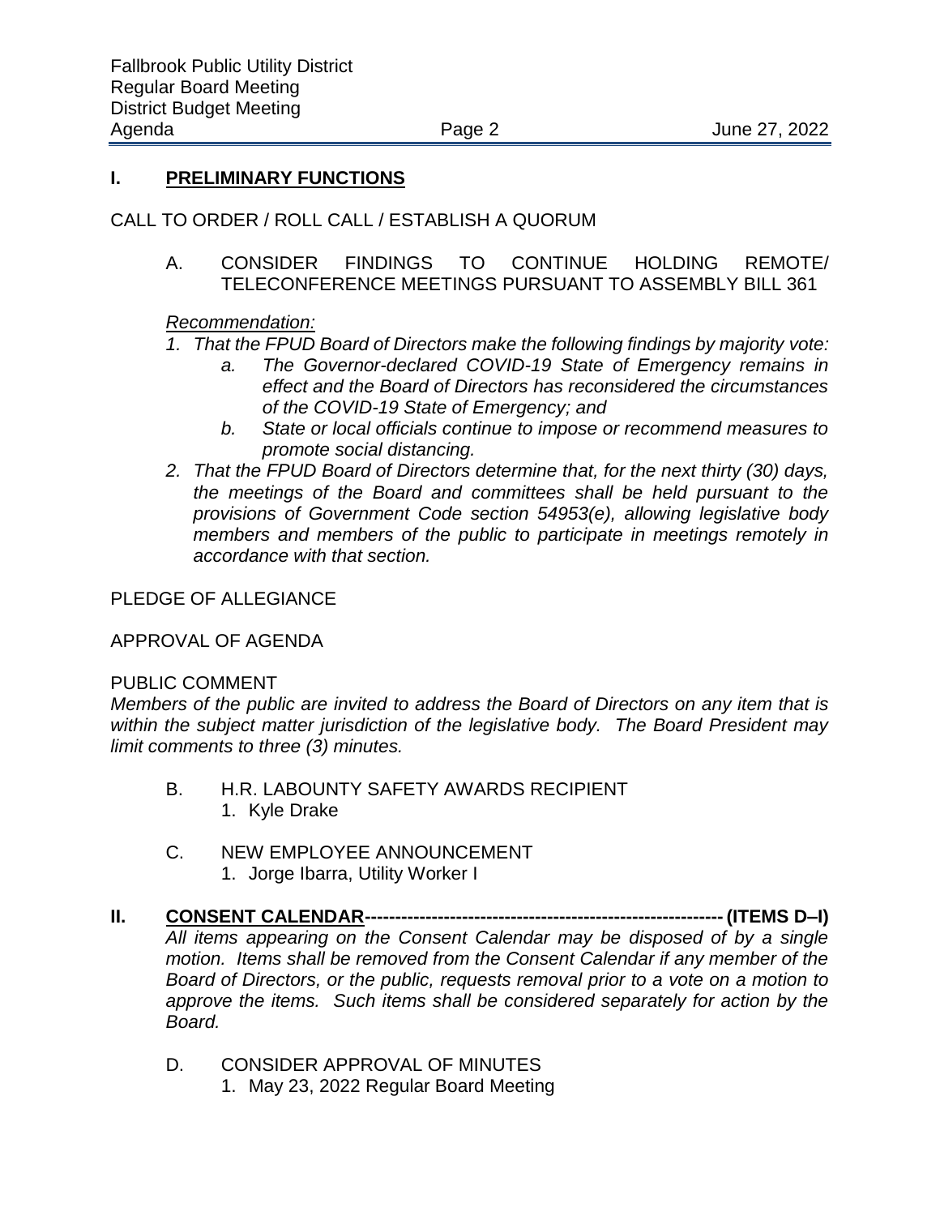## I. PRELIMINARY FUNCTIONS

CALL TO ORDER / ROLL CALL / ESTABLISH A QUORUM

A. CONSIDER FINDINGS TO CONTINUE HOLDING REMOTE/ TELECONFERENCE MEETINGS PURSUANT TO ASSEMBLY BILL 361

*Recommendation:*

1. *That the FPUD Board of Directors make the following findings by majority vote:*
   a. *The Governor-declared COVID-19 State of Emergency remains in effect and the Board of Directors has reconsidered the circumstances of the COVID-19 State of Emergency; and*
   b. *State or local officials continue to impose or recommend measures to promote social distancing.*
2. *That the FPUD Board of Directors determine that, for the next thirty (30) days, the meetings of the Board and committees shall be held pursuant to the provisions of Government Code section 54953(e), allowing legislative body members and members of the public to participate in meetings remotely in accordance with that section.*

PLEDGE OF ALLEGIANCE

APPROVAL OF AGENDA

PUBLIC COMMENT

*Members of the public are invited to address the Board of Directors on any item that is within the subject matter jurisdiction of the legislative body. The Board President may limit comments to three (3) minutes.*

B. H.R. LABOUNTY SAFETY AWARDS RECIPIENT
   1. Kyle Drake

C. NEW EMPLOYEE ANNOUNCEMENT
   1. Jorge Ibarra, Utility Worker I

## II. CONSENT CALENDAR---------------------------------------------------------- (ITEMS D–I)

*All items appearing on the Consent Calendar may be disposed of by a single motion. Items shall be removed from the Consent Calendar if any member of the Board of Directors, or the public, requests removal prior to a vote on a motion to approve the items. Such items shall be considered separately for action by the Board.*

D. CONSIDER APPROVAL OF MINUTES
   1. May 23, 2022 Regular Board Meeting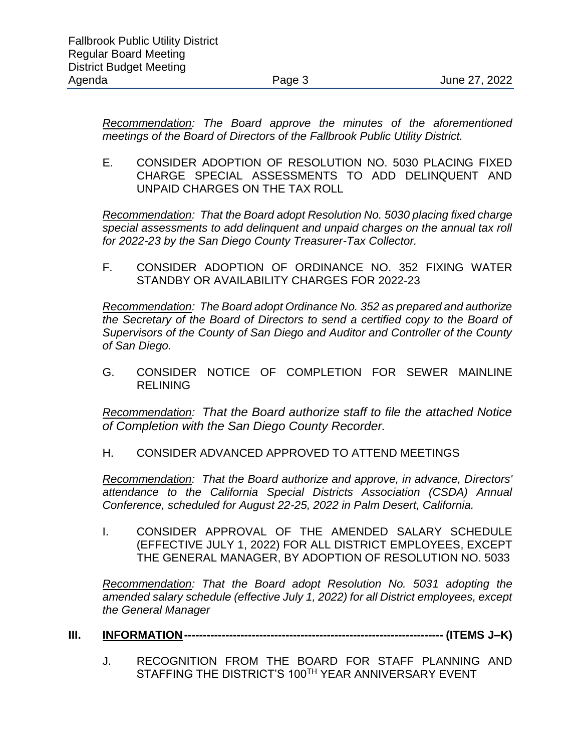*Recommendation: The Board approve the minutes of the aforementioned meetings of the Board of Directors of the Fallbrook Public Utility District.*

E. CONSIDER ADOPTION OF RESOLUTION NO. 5030 PLACING FIXED CHARGE SPECIAL ASSESSMENTS TO ADD DELINQUENT AND UNPAID CHARGES ON THE TAX ROLL

*Recommendation: That the Board adopt Resolution No. 5030 placing fixed charge special assessments to add delinquent and unpaid charges on the annual tax roll for 2022-23 by the San Diego County Treasurer-Tax Collector.*

F. CONSIDER ADOPTION OF ORDINANCE NO. 352 FIXING WATER STANDBY OR AVAILABILITY CHARGES FOR 2022-23

*Recommendation: The Board adopt Ordinance No. 352 as prepared and authorize the Secretary of the Board of Directors to send a certified copy to the Board of Supervisors of the County of San Diego and Auditor and Controller of the County of San Diego.*

G. CONSIDER NOTICE OF COMPLETION FOR SEWER MAINLINE RELINING

*Recommendation: That the Board authorize staff to file the attached Notice of Completion with the San Diego County Recorder.*

H. CONSIDER ADVANCED APPROVED TO ATTEND MEETINGS

*Recommendation: That the Board authorize and approve, in advance, Directors' attendance to the California Special Districts Association (CSDA) Annual Conference, scheduled for August 22-25, 2022 in Palm Desert, California.*

I. CONSIDER APPROVAL OF THE AMENDED SALARY SCHEDULE (EFFECTIVE JULY 1, 2022) FOR ALL DISTRICT EMPLOYEES, EXCEPT THE GENERAL MANAGER, BY ADOPTION OF RESOLUTION NO. 5033

*Recommendation: That the Board adopt Resolution No. 5031 adopting the amended salary schedule (effective July 1, 2022) for all District employees, except the General Manager*

## III. INFORMATION------------------------------------------------------------------ (ITEMS J–K)

J. RECOGNITION FROM THE BOARD FOR STAFF PLANNING AND STAFFING THE DISTRICT'S 100TH YEAR ANNIVERSARY EVENT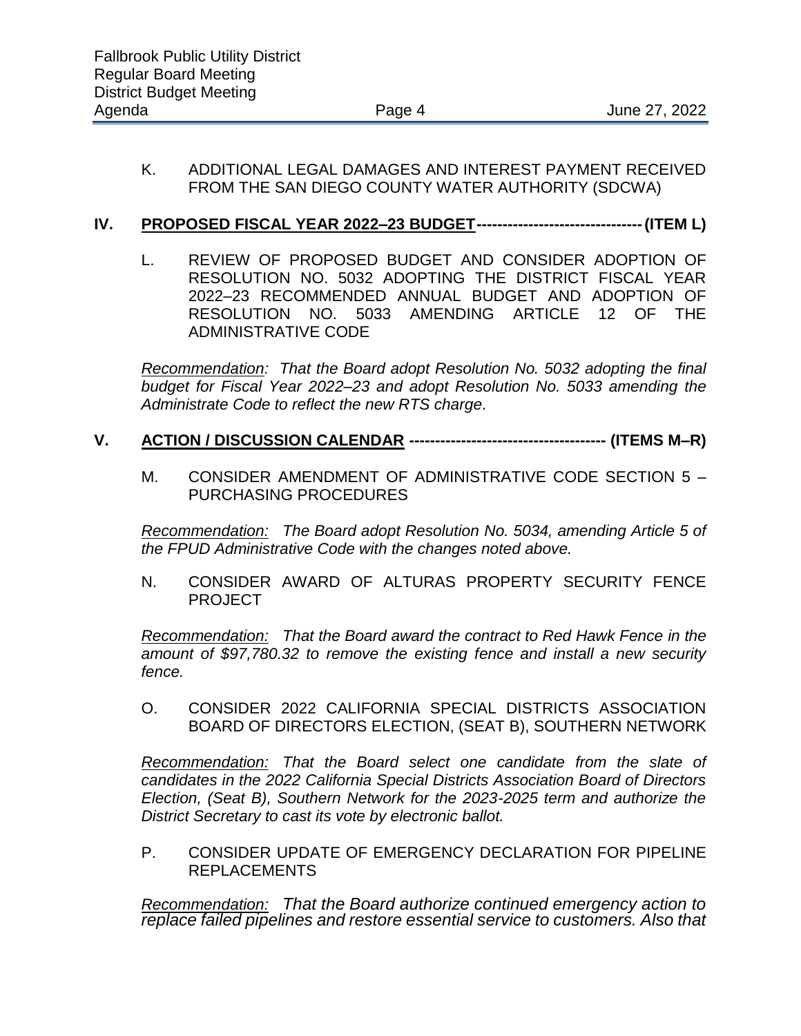K. ADDITIONAL LEGAL DAMAGES AND INTEREST PAYMENT RECEIVED FROM THE SAN DIEGO COUNTY WATER AUTHORITY (SDCWA)

## IV. PROPOSED FISCAL YEAR 2022–23 BUDGET-------------------------------- (ITEM L)

L. REVIEW OF PROPOSED BUDGET AND CONSIDER ADOPTION OF RESOLUTION NO. 5032 ADOPTING THE DISTRICT FISCAL YEAR 2022–23 RECOMMENDED ANNUAL BUDGET AND ADOPTION OF RESOLUTION NO. 5033 AMENDING ARTICLE 12 OF THE ADMINISTRATIVE CODE

*Recommendation: That the Board adopt Resolution No. 5032 adopting the final budget for Fiscal Year 2022–23 and adopt Resolution No. 5033 amending the Administrate Code to reflect the new RTS charge.*

## V. ACTION / DISCUSSION CALENDAR -------------------------------------- (ITEMS M–R)

M. CONSIDER AMENDMENT OF ADMINISTRATIVE CODE SECTION 5 – PURCHASING PROCEDURES

*Recommendation: The Board adopt Resolution No. 5034, amending Article 5 of the FPUD Administrative Code with the changes noted above.*

N. CONSIDER AWARD OF ALTURAS PROPERTY SECURITY FENCE PROJECT

*Recommendation: That the Board award the contract to Red Hawk Fence in the amount of $97,780.32 to remove the existing fence and install a new security fence.*

O. CONSIDER 2022 CALIFORNIA SPECIAL DISTRICTS ASSOCIATION BOARD OF DIRECTORS ELECTION, (SEAT B), SOUTHERN NETWORK

*Recommendation: That the Board select one candidate from the slate of candidates in the 2022 California Special Districts Association Board of Directors Election, (Seat B), Southern Network for the 2023-2025 term and authorize the District Secretary to cast its vote by electronic ballot.*

P. CONSIDER UPDATE OF EMERGENCY DECLARATION FOR PIPELINE REPLACEMENTS

*Recommendation: That the Board authorize continued emergency action to replace failed pipelines and restore essential service to customers. Also that*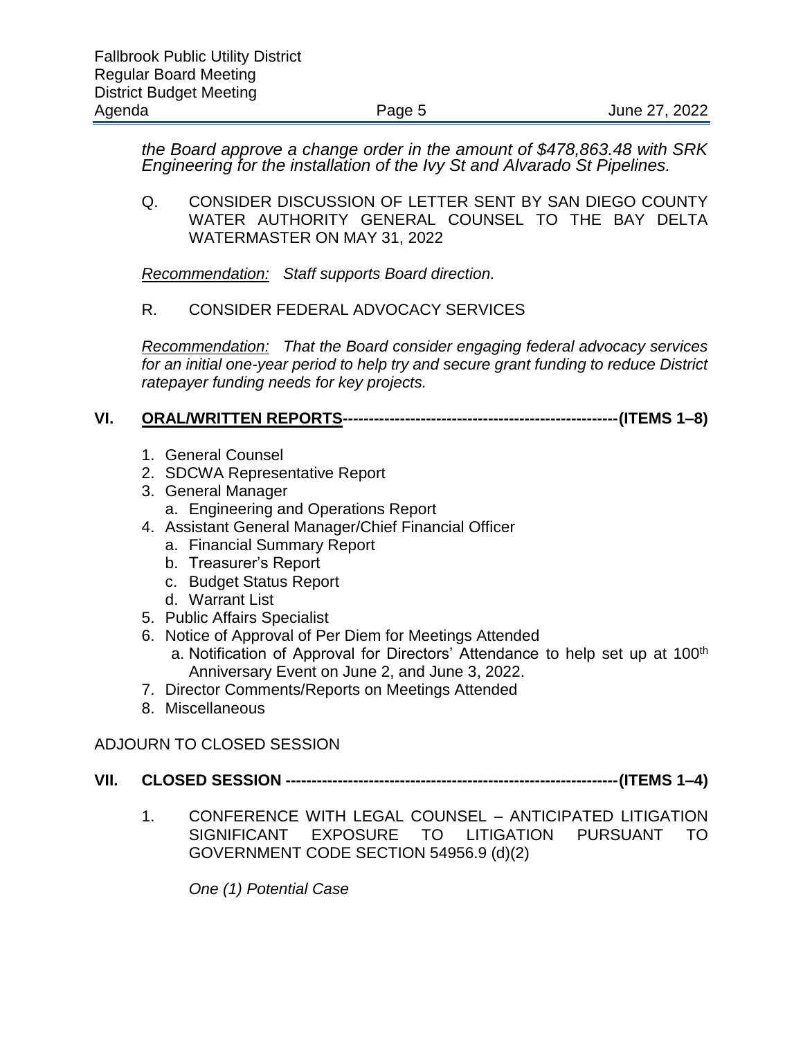*the Board approve a change order in the amount of $478,863.48 with SRK Engineering for the installation of the Ivy St and Alvarado St Pipelines.*

Q. CONSIDER DISCUSSION OF LETTER SENT BY SAN DIEGO COUNTY WATER AUTHORITY GENERAL COUNSEL TO THE BAY DELTA WATERMASTER ON MAY 31, 2022

*Recommendation:* *Staff supports Board direction.*

R. CONSIDER FEDERAL ADVOCACY SERVICES

*Recommendation:* *That the Board consider engaging federal advocacy services for an initial one-year period to help try and secure grant funding to reduce District ratepayer funding needs for key projects.*

## VI. ORAL/WRITTEN REPORTS----------------------------------------------------(ITEMS 1–8)

1. General Counsel
2. SDCWA Representative Report
3. General Manager
   a. Engineering and Operations Report
4. Assistant General Manager/Chief Financial Officer
   a. Financial Summary Report
   b. Treasurer's Report
   c. Budget Status Report
   d. Warrant List
5. Public Affairs Specialist
6. Notice of Approval of Per Diem for Meetings Attended
   a. Notification of Approval for Directors' Attendance to help set up at 100th Anniversary Event on June 2, and June 3, 2022.
7. Director Comments/Reports on Meetings Attended
8. Miscellaneous

ADJOURN TO CLOSED SESSION

## VII. CLOSED SESSION ---------------------------------------------------------------(ITEMS 1–4)

1. CONFERENCE WITH LEGAL COUNSEL – ANTICIPATED LITIGATION SIGNIFICANT EXPOSURE TO LITIGATION PURSUANT TO GOVERNMENT CODE SECTION 54956.9 (d)(2)

   *One (1) Potential Case*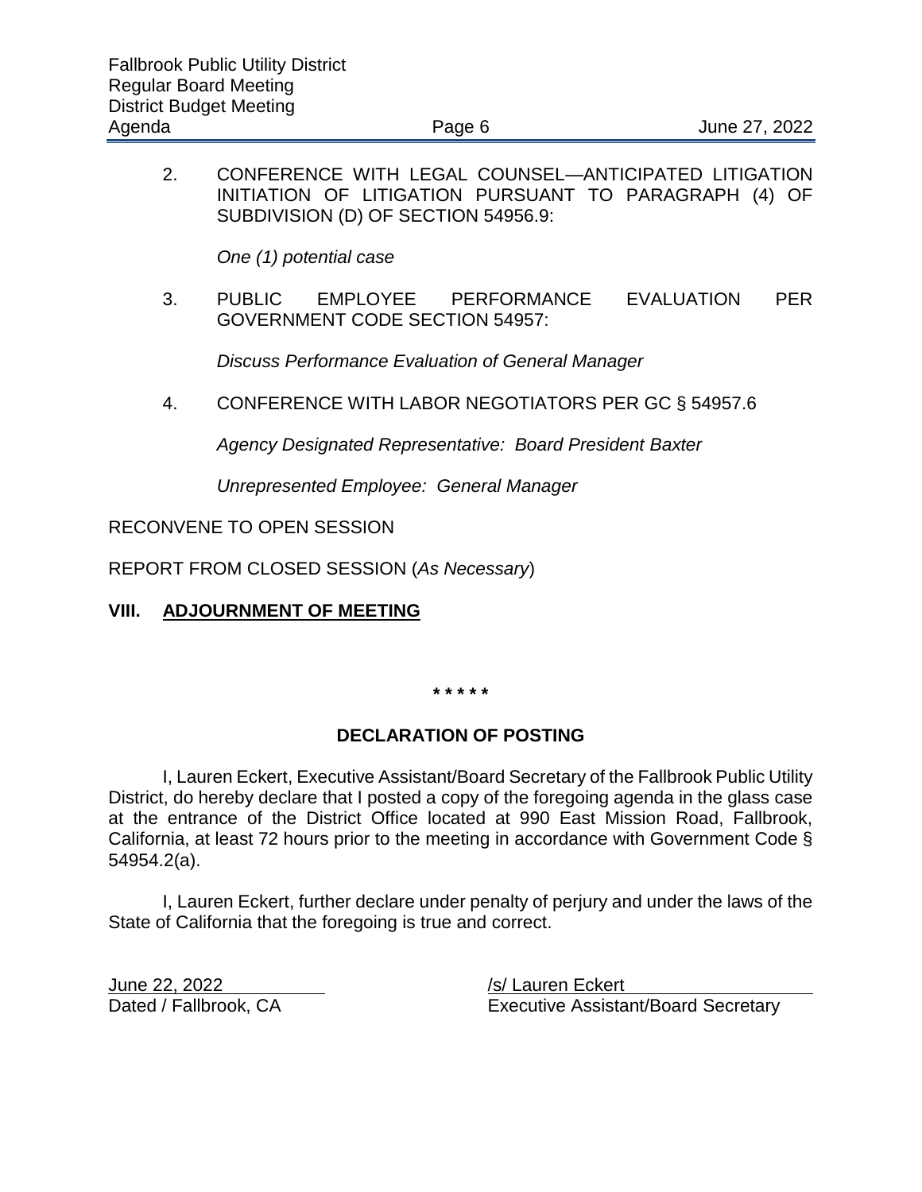2. CONFERENCE WITH LEGAL COUNSEL—ANTICIPATED LITIGATION INITIATION OF LITIGATION PURSUANT TO PARAGRAPH (4) OF SUBDIVISION (D) OF SECTION 54956.9:

   *One (1) potential case*

3. PUBLIC EMPLOYEE PERFORMANCE EVALUATION PER GOVERNMENT CODE SECTION 54957:

   *Discuss Performance Evaluation of General Manager*

4. CONFERENCE WITH LABOR NEGOTIATORS PER GC § 54957.6

   *Agency Designated Representative: Board President Baxter*

   *Unrepresented Employee: General Manager*

RECONVENE TO OPEN SESSION

REPORT FROM CLOSED SESSION (*As Necessary*)

## VIII. ADJOURNMENT OF MEETING

\* \* \* \* \*

### DECLARATION OF POSTING

I, Lauren Eckert, Executive Assistant/Board Secretary of the Fallbrook Public Utility District, do hereby declare that I posted a copy of the foregoing agenda in the glass case at the entrance of the District Office located at 990 East Mission Road, Fallbrook, California, at least 72 hours prior to the meeting in accordance with Government Code § 54954.2(a).

I, Lauren Eckert, further declare under penalty of perjury and under the laws of the State of California that the foregoing is true and correct.

| | |
|---|---|
| June 22, 2022 | /s/ Lauren Eckert |
| Dated / Fallbrook, CA | Executive Assistant/Board Secretary |